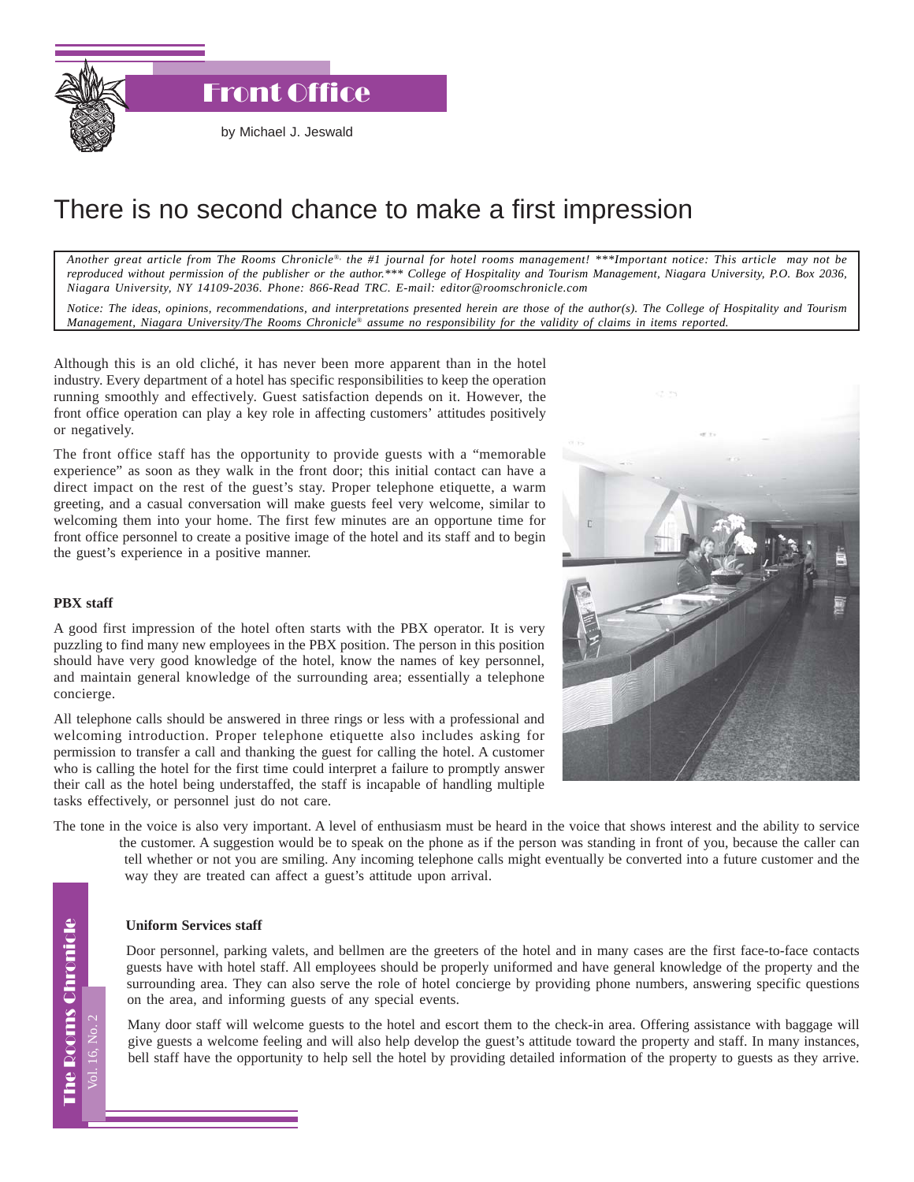# Front Office

by Michael J. Jeswald

## There is no second chance to make a first impression

*Another great article from The Rooms Chronicle®, the #1 journal for hotel rooms management! \*\*\*Important notice: This article may not be reproduced without permission of the publisher or the author.\*\*\* College of Hospitality and Tourism Management, Niagara University, P.O. Box 2036, Niagara University, NY 14109-2036. Phone: 866-Read TRC. E-mail: editor@roomschronicle.com*

*Notice: The ideas, opinions, recommendations, and interpretations presented herein are those of the author(s). The College of Hospitality and Tourism Management, Niagara University/The Rooms Chronicle® assume no responsibility for the validity of claims in items reported.*

Although this is an old cliché, it has never been more apparent than in the hotel industry. Every department of a hotel has specific responsibilities to keep the operation running smoothly and effectively. Guest satisfaction depends on it. However, the front office operation can play a key role in affecting customers' attitudes positively or negatively.

The front office staff has the opportunity to provide guests with a "memorable experience" as soon as they walk in the front door; this initial contact can have a direct impact on the rest of the guest's stay. Proper telephone etiquette, a warm greeting, and a casual conversation will make guests feel very welcome, similar to welcoming them into your home. The first few minutes are an opportune time for front office personnel to create a positive image of the hotel and its staff and to begin the guest's experience in a positive manner.

**PBX staff**

A good first impression of the hotel often starts with the PBX operator. It is very puzzling to find many new employees in the PBX position. The person in this position should have very good knowledge of the hotel, know the names of key personnel, and maintain general knowledge of the surrounding area; essentially a telephone concierge.

All telephone calls should be answered in three rings or less with a professional and welcoming introduction. Proper telephone etiquette also includes asking for permission to transfer a call and thanking the guest for calling the hotel. A customer who is calling the hotel for the first time could interpret a failure to promptly answer their call as the hotel being understaffed, the staff is incapable of handling multiple tasks effectively, or personnel just do not care.

The tone in the voice is also very important. A level of enthusiasm must be heard in the voice that shows interest and the ability to service the customer. A suggestion would be to speak on the phone as if the person was standing in front of you, because the caller can tell whether or not you are smiling. Any incoming telephone calls might eventually be converted into a future customer and the way they are treated can affect a guest's attitude upon arrival.

**Uniform Services staff**

Door personnel, parking valets, and bellmen are the greeters of the hotel and in many cases are the first face-to-face contacts guests have with hotel staff. All employees should be properly uniformed and have general knowledge of the property and the surrounding area. They can also serve the role of hotel concierge by providing phone numbers, answering specific questions on the area, and informing guests of any special events.

Many door staff will welcome guests to the hotel and escort them to the check-in area. Offering assistance with baggage will give guests a welcome feeling and will also help develop the guest's attitude toward the property and staff. In many instances, bell staff have the opportunity to help sell the hotel by providing detailed information of the property to guests as they arrive.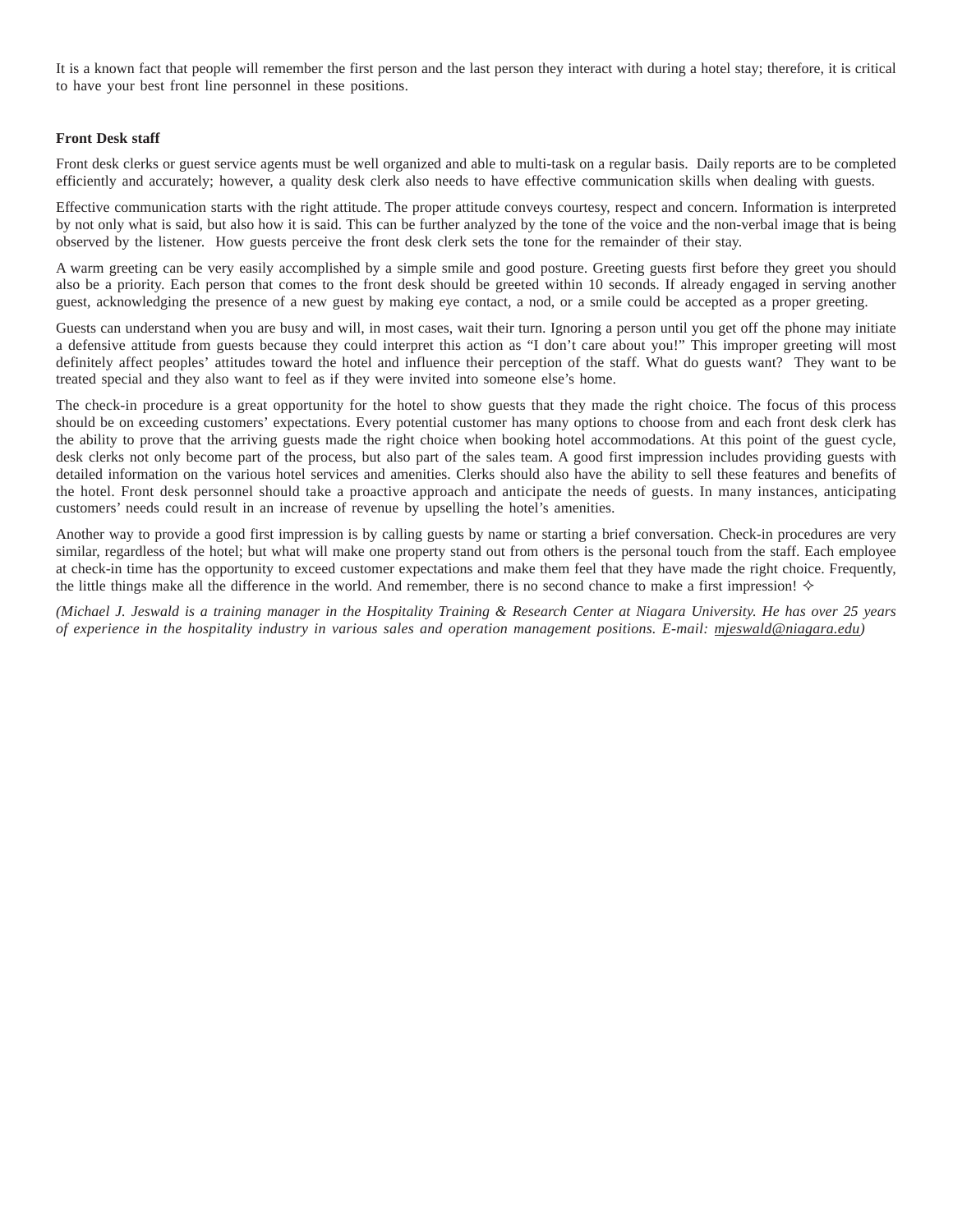It is a known fact that people will remember the first person and the last person they interact with during a hotel stay; therefore, it is critical to have your best front line personnel in these positions.

**Front Desk staff**

Front desk clerks or guest service agents must be well organized and able to multi-task on a regular basis. Daily reports are to be completed efficiently and accurately; however, a quality desk clerk also needs to have effective communication skills when dealing with guests.

Effective communication starts with the right attitude. The proper attitude conveys courtesy, respect and concern. Information is interpreted by not only what is said, but also how it is said. This can be further analyzed by the tone of the voice and the non-verbal image that is being observed by the listener. How guests perceive the front desk clerk sets the tone for the remainder of their stay.

A warm greeting can be very easily accomplished by a simple smile and good posture. Greeting guests first before they greet you should also be a priority. Each person that comes to the front desk should be greeted within 10 seconds. If already engaged in serving another guest, acknowledging the presence of a new guest by making eye contact, a nod, or a smile could be accepted as a proper greeting.

Guests can understand when you are busy and will, in most cases, wait their turn. Ignoring a person until you get off the phone may initiate a defensive attitude from guests because they could interpret this action as "I don't care about you!" This improper greeting will most definitely affect peoples' attitudes toward the hotel and influence their perception of the staff. What do guests want? They want to be treated special and they also want to feel as if they were invited into someone else's home.

The check-in procedure is a great opportunity for the hotel to show guests that they made the right choice. The focus of this process should be on exceeding customers' expectations. Every potential customer has many options to choose from and each front desk clerk has the ability to prove that the arriving guests made the right choice when booking hotel accommodations. At this point of the guest cycle, desk clerks not only become part of the process, but also part of the sales team. A good first impression includes providing guests with detailed information on the various hotel services and amenities. Clerks should also have the ability to sell these features and benefits of the hotel. Front desk personnel should take a proactive approach and anticipate the needs of guests. In many instances, anticipating customers' needs could result in an increase of revenue by upselling the hotel's amenities.

Another way to provide a good first impression is by calling guests by name or starting a brief conversation. Check-in procedures are very similar, regardless of the hotel; but what will make one property stand out from others is the personal touch from the staff. Each employee at check-in time has the opportunity to exceed customer expectations and make them feel that they have made the right choice. Frequently, the little things make all the difference in the world. And remember, there is no second chance to make a first impression! ✧

*(Michael J. Jeswald is a training manager in the Hospitality Training & Research Center at Niagara University. He has over 25 years of experience in the hospitality industry in various sales and operation management positions. E-mail: mjeswald@niagara.edu)*